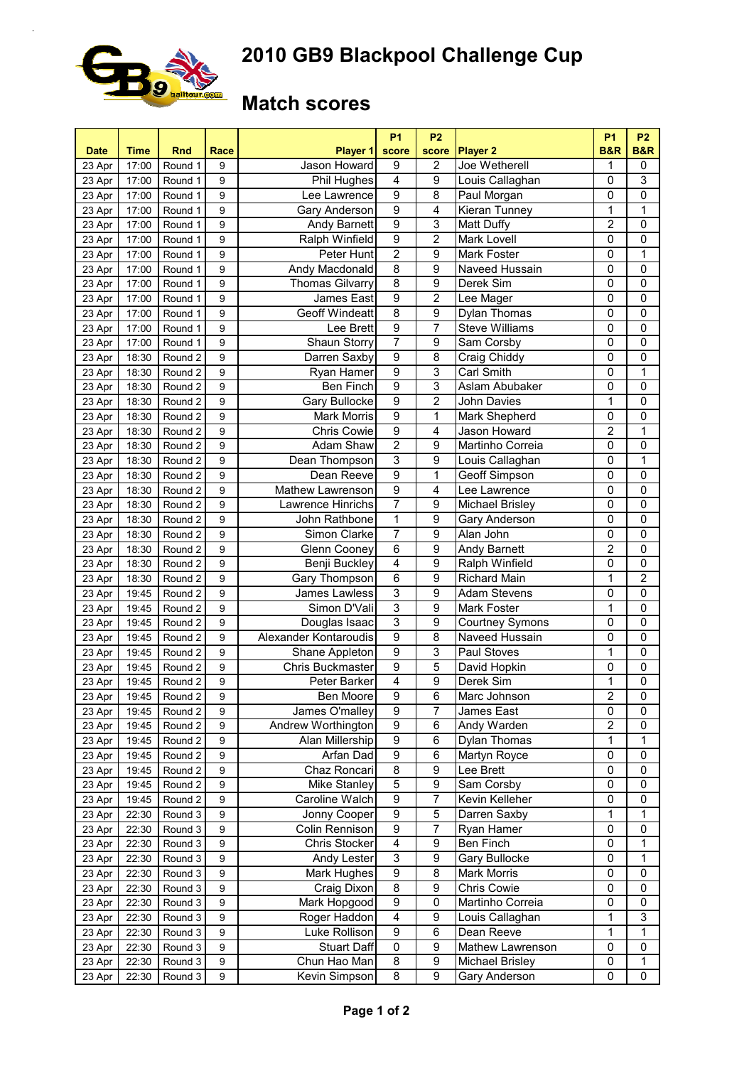# 2010 GB9 Blackpool Challenge Cup

## Match scores

| Date | Time | Rnd | Race | Player 1 | P1 score | P2 score | Player 2 | P1 B&R | P2 B&R |
|---|---|---|---|---|---|---|---|---|---|
| 23 Apr | 17:00 | Round 1 | 9 | Jason Howard | 9 | 2 | Joe Wetherell | 1 | 0 |
| 23 Apr | 17:00 | Round 1 | 9 | Phil Hughes | 4 | 9 | Louis Callaghan | 0 | 3 |
| 23 Apr | 17:00 | Round 1 | 9 | Lee Lawrence | 9 | 8 | Paul Morgan | 0 | 0 |
| 23 Apr | 17:00 | Round 1 | 9 | Gary Anderson | 9 | 4 | Kieran Tunney | 1 | 1 |
| 23 Apr | 17:00 | Round 1 | 9 | Andy Barnett | 9 | 3 | Matt Duffy | 2 | 0 |
| 23 Apr | 17:00 | Round 1 | 9 | Ralph Winfield | 9 | 2 | Mark Lovell | 0 | 0 |
| 23 Apr | 17:00 | Round 1 | 9 | Peter Hunt | 2 | 9 | Mark Foster | 0 | 1 |
| 23 Apr | 17:00 | Round 1 | 9 | Andy Macdonald | 8 | 9 | Naveed Hussain | 0 | 0 |
| 23 Apr | 17:00 | Round 1 | 9 | Thomas Gilvarry | 8 | 9 | Derek Sim | 0 | 0 |
| 23 Apr | 17:00 | Round 1 | 9 | James East | 9 | 2 | Lee Mager | 0 | 0 |
| 23 Apr | 17:00 | Round 1 | 9 | Geoff Windeatt | 8 | 9 | Dylan Thomas | 0 | 0 |
| 23 Apr | 17:00 | Round 1 | 9 | Lee Brett | 9 | 7 | Steve Williams | 0 | 0 |
| 23 Apr | 17:00 | Round 1 | 9 | Shaun Storry | 7 | 9 | Sam Corsby | 0 | 0 |
| 23 Apr | 18:30 | Round 2 | 9 | Darren Saxby | 9 | 8 | Craig Chiddy | 0 | 0 |
| 23 Apr | 18:30 | Round 2 | 9 | Ryan Hamer | 9 | 3 | Carl Smith | 0 | 1 |
| 23 Apr | 18:30 | Round 2 | 9 | Ben Finch | 9 | 3 | Aslam Abubaker | 0 | 0 |
| 23 Apr | 18:30 | Round 2 | 9 | Gary Bullocke | 9 | 2 | John Davies | 1 | 0 |
| 23 Apr | 18:30 | Round 2 | 9 | Mark Morris | 9 | 1 | Mark Shepherd | 0 | 0 |
| 23 Apr | 18:30 | Round 2 | 9 | Chris Cowie | 9 | 4 | Jason Howard | 2 | 1 |
| 23 Apr | 18:30 | Round 2 | 9 | Adam Shaw | 2 | 9 | Martinho Correia | 0 | 0 |
| 23 Apr | 18:30 | Round 2 | 9 | Dean Thompson | 3 | 9 | Louis Callaghan | 0 | 1 |
| 23 Apr | 18:30 | Round 2 | 9 | Dean Reeve | 9 | 1 | Geoff Simpson | 0 | 0 |
| 23 Apr | 18:30 | Round 2 | 9 | Mathew Lawrenson | 9 | 4 | Lee Lawrence | 0 | 0 |
| 23 Apr | 18:30 | Round 2 | 9 | Lawrence Hinrichs | 7 | 9 | Michael Brisley | 0 | 0 |
| 23 Apr | 18:30 | Round 2 | 9 | John Rathbone | 1 | 9 | Gary Anderson | 0 | 0 |
| 23 Apr | 18:30 | Round 2 | 9 | Simon Clarke | 7 | 9 | Alan John | 0 | 0 |
| 23 Apr | 18:30 | Round 2 | 9 | Glenn Cooney | 6 | 9 | Andy Barnett | 2 | 0 |
| 23 Apr | 18:30 | Round 2 | 9 | Benji Buckley | 4 | 9 | Ralph Winfield | 0 | 0 |
| 23 Apr | 18:30 | Round 2 | 9 | Gary Thompson | 6 | 9 | Richard Main | 1 | 2 |
| 23 Apr | 19:45 | Round 2 | 9 | James Lawless | 3 | 9 | Adam Stevens | 0 | 0 |
| 23 Apr | 19:45 | Round 2 | 9 | Simon D'Vali | 3 | 9 | Mark Foster | 1 | 0 |
| 23 Apr | 19:45 | Round 2 | 9 | Douglas Isaac | 3 | 9 | Courtney Symons | 0 | 0 |
| 23 Apr | 19:45 | Round 2 | 9 | Alexander Kontaroudis | 9 | 8 | Naveed Hussain | 0 | 0 |
| 23 Apr | 19:45 | Round 2 | 9 | Shane Appleton | 9 | 3 | Paul Stoves | 1 | 0 |
| 23 Apr | 19:45 | Round 2 | 9 | Chris Buckmaster | 9 | 5 | David Hopkin | 0 | 0 |
| 23 Apr | 19:45 | Round 2 | 9 | Peter Barker | 4 | 9 | Derek Sim | 1 | 0 |
| 23 Apr | 19:45 | Round 2 | 9 | Ben Moore | 9 | 6 | Marc Johnson | 2 | 0 |
| 23 Apr | 19:45 | Round 2 | 9 | James O'malley | 9 | 7 | James East | 0 | 0 |
| 23 Apr | 19:45 | Round 2 | 9 | Andrew Worthington | 9 | 6 | Andy Warden | 2 | 0 |
| 23 Apr | 19:45 | Round 2 | 9 | Alan Millership | 9 | 6 | Dylan Thomas | 1 | 1 |
| 23 Apr | 19:45 | Round 2 | 9 | Arfan Dad | 9 | 6 | Martyn Royce | 0 | 0 |
| 23 Apr | 19:45 | Round 2 | 9 | Chaz Roncari | 8 | 9 | Lee Brett | 0 | 0 |
| 23 Apr | 19:45 | Round 2 | 9 | Mike Stanley | 5 | 9 | Sam Corsby | 0 | 0 |
| 23 Apr | 19:45 | Round 2 | 9 | Caroline Walch | 9 | 7 | Kevin Kelleher | 0 | 0 |
| 23 Apr | 22:30 | Round 3 | 9 | Jonny Cooper | 9 | 5 | Darren Saxby | 1 | 1 |
| 23 Apr | 22:30 | Round 3 | 9 | Colin Rennison | 9 | 7 | Ryan Hamer | 0 | 0 |
| 23 Apr | 22:30 | Round 3 | 9 | Chris Stocker | 4 | 9 | Ben Finch | 0 | 1 |
| 23 Apr | 22:30 | Round 3 | 9 | Andy Lester | 3 | 9 | Gary Bullocke | 0 | 1 |
| 23 Apr | 22:30 | Round 3 | 9 | Mark Hughes | 9 | 8 | Mark Morris | 0 | 0 |
| 23 Apr | 22:30 | Round 3 | 9 | Craig Dixon | 8 | 9 | Chris Cowie | 0 | 0 |
| 23 Apr | 22:30 | Round 3 | 9 | Mark Hopgood | 9 | 0 | Martinho Correia | 0 | 0 |
| 23 Apr | 22:30 | Round 3 | 9 | Roger Haddon | 4 | 9 | Louis Callaghan | 1 | 3 |
| 23 Apr | 22:30 | Round 3 | 9 | Luke Rollison | 9 | 6 | Dean Reeve | 1 | 1 |
| 23 Apr | 22:30 | Round 3 | 9 | Stuart Daff | 0 | 9 | Mathew Lawrenson | 0 | 0 |
| 23 Apr | 22:30 | Round 3 | 9 | Chun Hao Man | 8 | 9 | Michael Brisley | 0 | 1 |
| 23 Apr | 22:30 | Round 3 | 9 | Kevin Simpson | 8 | 9 | Gary Anderson | 0 | 0 |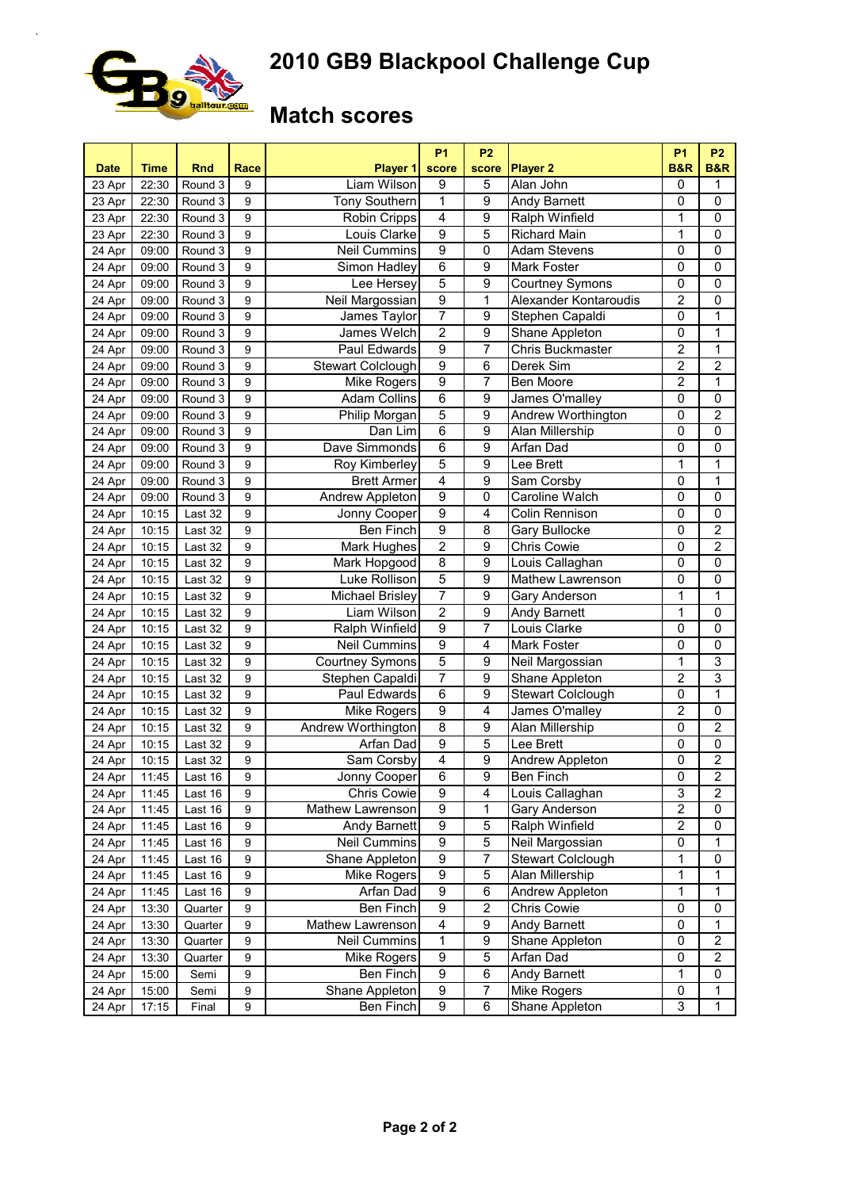# 2010 GB9 Blackpool Challenge Cup

## Match scores

| Date | Time | Rnd | Race | Player 1 | P1 score | P2 score | Player 2 | P1 B&R | P2 B&R |
|---|---|---|---|---|---|---|---|---|---|
| 23 Apr | 22:30 | Round 3 | 9 | Liam Wilson | 9 | 5 | Alan John | 0 | 1 |
| 23 Apr | 22:30 | Round 3 | 9 | Tony Southern | 1 | 9 | Andy Barnett | 0 | 0 |
| 23 Apr | 22:30 | Round 3 | 9 | Robin Cripps | 4 | 9 | Ralph Winfield | 1 | 0 |
| 23 Apr | 22:30 | Round 3 | 9 | Louis Clarke | 9 | 5 | Richard Main | 1 | 0 |
| 24 Apr | 09:00 | Round 3 | 9 | Neil Cummins | 9 | 0 | Adam Stevens | 0 | 0 |
| 24 Apr | 09:00 | Round 3 | 9 | Simon Hadley | 6 | 9 | Mark Foster | 0 | 0 |
| 24 Apr | 09:00 | Round 3 | 9 | Lee Hersey | 5 | 9 | Courtney Symons | 0 | 0 |
| 24 Apr | 09:00 | Round 3 | 9 | Neil Margossian | 9 | 1 | Alexander Kontaroudis | 2 | 0 |
| 24 Apr | 09:00 | Round 3 | 9 | James Taylor | 7 | 9 | Stephen Capaldi | 0 | 1 |
| 24 Apr | 09:00 | Round 3 | 9 | James Welch | 2 | 9 | Shane Appleton | 0 | 1 |
| 24 Apr | 09:00 | Round 3 | 9 | Paul Edwards | 9 | 7 | Chris Buckmaster | 2 | 1 |
| 24 Apr | 09:00 | Round 3 | 9 | Stewart Colclough | 9 | 6 | Derek Sim | 2 | 2 |
| 24 Apr | 09:00 | Round 3 | 9 | Mike Rogers | 9 | 7 | Ben Moore | 2 | 1 |
| 24 Apr | 09:00 | Round 3 | 9 | Adam Collins | 6 | 9 | James O'malley | 0 | 0 |
| 24 Apr | 09:00 | Round 3 | 9 | Philip Morgan | 5 | 9 | Andrew Worthington | 0 | 2 |
| 24 Apr | 09:00 | Round 3 | 9 | Dan Lim | 6 | 9 | Alan Millership | 0 | 0 |
| 24 Apr | 09:00 | Round 3 | 9 | Dave Simmonds | 6 | 9 | Arfan Dad | 0 | 0 |
| 24 Apr | 09:00 | Round 3 | 9 | Roy Kimberley | 5 | 9 | Lee Brett | 1 | 1 |
| 24 Apr | 09:00 | Round 3 | 9 | Brett Armer | 4 | 9 | Sam Corsby | 0 | 1 |
| 24 Apr | 09:00 | Round 3 | 9 | Andrew Appleton | 9 | 0 | Caroline Walch | 0 | 0 |
| 24 Apr | 10:15 | Last 32 | 9 | Jonny Cooper | 9 | 4 | Colin Rennison | 0 | 0 |
| 24 Apr | 10:15 | Last 32 | 9 | Ben Finch | 9 | 8 | Gary Bullocke | 0 | 2 |
| 24 Apr | 10:15 | Last 32 | 9 | Mark Hughes | 2 | 9 | Chris Cowie | 0 | 2 |
| 24 Apr | 10:15 | Last 32 | 9 | Mark Hopgood | 8 | 9 | Louis Callaghan | 0 | 0 |
| 24 Apr | 10:15 | Last 32 | 9 | Luke Rollison | 5 | 9 | Mathew Lawrenson | 0 | 0 |
| 24 Apr | 10:15 | Last 32 | 9 | Michael Brisley | 7 | 9 | Gary Anderson | 1 | 1 |
| 24 Apr | 10:15 | Last 32 | 9 | Liam Wilson | 2 | 9 | Andy Barnett | 1 | 0 |
| 24 Apr | 10:15 | Last 32 | 9 | Ralph Winfield | 9 | 7 | Louis Clarke | 0 | 0 |
| 24 Apr | 10:15 | Last 32 | 9 | Neil Cummins | 9 | 4 | Mark Foster | 0 | 0 |
| 24 Apr | 10:15 | Last 32 | 9 | Courtney Symons | 5 | 9 | Neil Margossian | 1 | 3 |
| 24 Apr | 10:15 | Last 32 | 9 | Stephen Capaldi | 7 | 9 | Shane Appleton | 2 | 3 |
| 24 Apr | 10:15 | Last 32 | 9 | Paul Edwards | 6 | 9 | Stewart Colclough | 0 | 1 |
| 24 Apr | 10:15 | Last 32 | 9 | Mike Rogers | 9 | 4 | James O'malley | 2 | 0 |
| 24 Apr | 10:15 | Last 32 | 9 | Andrew Worthington | 8 | 9 | Alan Millership | 0 | 2 |
| 24 Apr | 10:15 | Last 32 | 9 | Arfan Dad | 9 | 5 | Lee Brett | 0 | 0 |
| 24 Apr | 10:15 | Last 32 | 9 | Sam Corsby | 4 | 9 | Andrew Appleton | 0 | 2 |
| 24 Apr | 11:45 | Last 16 | 9 | Jonny Cooper | 6 | 9 | Ben Finch | 0 | 2 |
| 24 Apr | 11:45 | Last 16 | 9 | Chris Cowie | 9 | 4 | Louis Callaghan | 3 | 2 |
| 24 Apr | 11:45 | Last 16 | 9 | Mathew Lawrenson | 9 | 1 | Gary Anderson | 2 | 0 |
| 24 Apr | 11:45 | Last 16 | 9 | Andy Barnett | 9 | 5 | Ralph Winfield | 2 | 0 |
| 24 Apr | 11:45 | Last 16 | 9 | Neil Cummins | 9 | 5 | Neil Margossian | 0 | 1 |
| 24 Apr | 11:45 | Last 16 | 9 | Shane Appleton | 9 | 7 | Stewart Colclough | 1 | 0 |
| 24 Apr | 11:45 | Last 16 | 9 | Mike Rogers | 9 | 5 | Alan Millership | 1 | 1 |
| 24 Apr | 11:45 | Last 16 | 9 | Arfan Dad | 9 | 6 | Andrew Appleton | 1 | 1 |
| 24 Apr | 13:30 | Quarter | 9 | Ben Finch | 9 | 2 | Chris Cowie | 0 | 0 |
| 24 Apr | 13:30 | Quarter | 9 | Mathew Lawrenson | 4 | 9 | Andy Barnett | 0 | 1 |
| 24 Apr | 13:30 | Quarter | 9 | Neil Cummins | 1 | 9 | Shane Appleton | 0 | 2 |
| 24 Apr | 13:30 | Quarter | 9 | Mike Rogers | 9 | 5 | Arfan Dad | 0 | 2 |
| 24 Apr | 15:00 | Semi | 9 | Ben Finch | 9 | 6 | Andy Barnett | 1 | 0 |
| 24 Apr | 15:00 | Semi | 9 | Shane Appleton | 9 | 7 | Mike Rogers | 0 | 1 |
| 24 Apr | 17:15 | Final | 9 | Ben Finch | 9 | 6 | Shane Appleton | 3 | 1 |